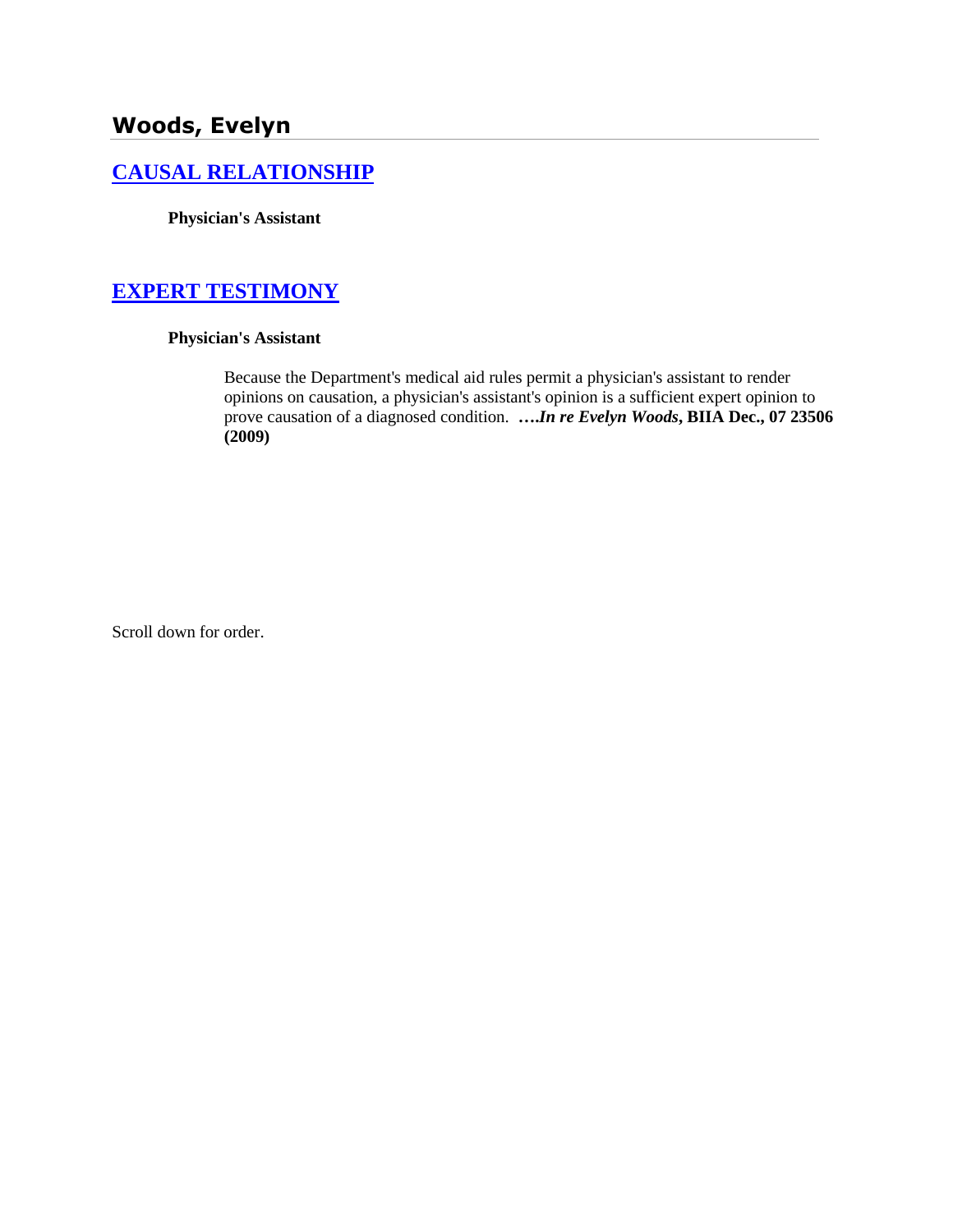# Woods, Evelyn

## [CAUSAL RELATIONSHIP]

**Physician's Assistant**

## [EXPERT TESTIMONY]

**Physician's Assistant**

> Because the Department's medical aid rules permit a physician's assistant to render opinions on causation, a physician's assistant's opinion is a sufficient expert opinion to prove causation of a diagnosed condition. **….*In re Evelyn Woods*, BIIA Dec., 07 23506 (2009)**

Scroll down for order.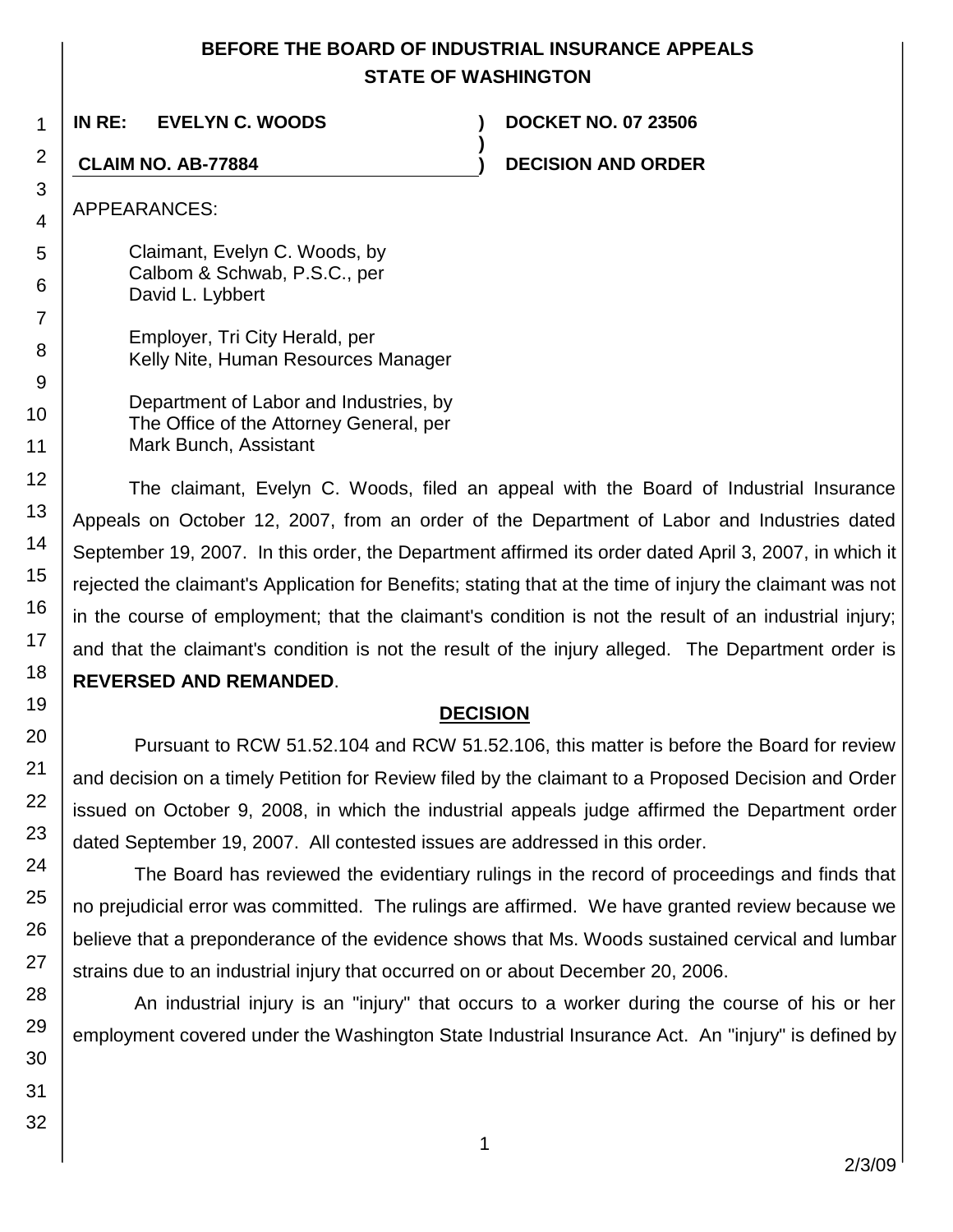**BEFORE THE BOARD OF INDUSTRIAL INSURANCE APPEALS**
**STATE OF WASHINGTON**

| | | |
|---|---|---|
| **IN RE: EVELYN C. WOODS** | **)** | **DOCKET NO. 07 23506** |
| | **)** | |
| **CLAIM NO. AB-77884** | **)** | **DECISION AND ORDER** |

APPEARANCES:

Claimant, Evelyn C. Woods, by
Calbom & Schwab, P.S.C., per
David L. Lybbert

Employer, Tri City Herald, per
Kelly Nite, Human Resources Manager

Department of Labor and Industries, by
The Office of the Attorney General, per
Mark Bunch, Assistant

The claimant, Evelyn C. Woods, filed an appeal with the Board of Industrial Insurance Appeals on October 12, 2007, from an order of the Department of Labor and Industries dated September 19, 2007. In this order, the Department affirmed its order dated April 3, 2007, in which it rejected the claimant's Application for Benefits; stating that at the time of injury the claimant was not in the course of employment; that the claimant's condition is not the result of an industrial injury; and that the claimant's condition is not the result of the injury alleged. The Department order is **REVERSED AND REMANDED**.

## DECISION

Pursuant to RCW 51.52.104 and RCW 51.52.106, this matter is before the Board for review and decision on a timely Petition for Review filed by the claimant to a Proposed Decision and Order issued on October 9, 2008, in which the industrial appeals judge affirmed the Department order dated September 19, 2007. All contested issues are addressed in this order.

The Board has reviewed the evidentiary rulings in the record of proceedings and finds that no prejudicial error was committed. The rulings are affirmed. We have granted review because we believe that a preponderance of the evidence shows that Ms. Woods sustained cervical and lumbar strains due to an industrial injury that occurred on or about December 20, 2006.

An industrial injury is an "injury" that occurs to a worker during the course of his or her employment covered under the Washington State Industrial Insurance Act. An "injury" is defined by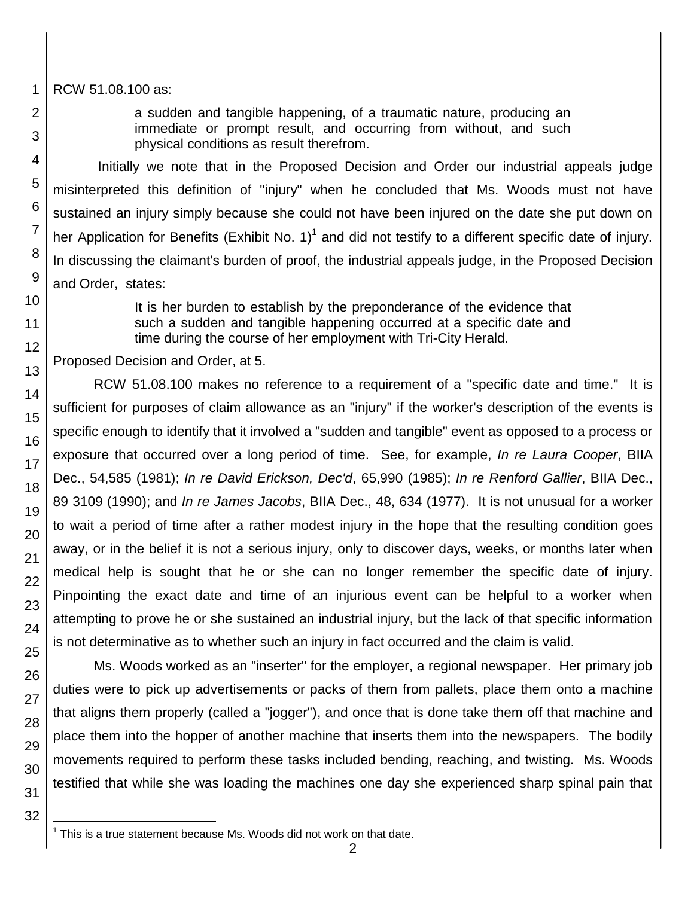RCW 51.08.100 as:

> a sudden and tangible happening, of a traumatic nature, producing an immediate or prompt result, and occurring from without, and such physical conditions as result therefrom.

Initially we note that in the Proposed Decision and Order our industrial appeals judge misinterpreted this definition of "injury" when he concluded that Ms. Woods must not have sustained an injury simply because she could not have been injured on the date she put down on her Application for Benefits (Exhibit No. 1)[1] and did not testify to a different specific date of injury. In discussing the claimant's burden of proof, the industrial appeals judge, in the Proposed Decision and Order, states:

> It is her burden to establish by the preponderance of the evidence that such a sudden and tangible happening occurred at a specific date and time during the course of her employment with Tri-City Herald.

Proposed Decision and Order, at 5.

RCW 51.08.100 makes no reference to a requirement of a "specific date and time." It is sufficient for purposes of claim allowance as an "injury" if the worker's description of the events is specific enough to identify that it involved a "sudden and tangible" event as opposed to a process or exposure that occurred over a long period of time. See, for example, *In re Laura Cooper*, BIIA Dec., 54,585 (1981); *In re David Erickson, Dec'd*, 65,990 (1985); *In re Renford Gallier*, BIIA Dec., 89 3109 (1990); and *In re James Jacobs*, BIIA Dec., 48, 634 (1977). It is not unusual for a worker to wait a period of time after a rather modest injury in the hope that the resulting condition goes away, or in the belief it is not a serious injury, only to discover days, weeks, or months later when medical help is sought that he or she can no longer remember the specific date of injury. Pinpointing the exact date and time of an injurious event can be helpful to a worker when attempting to prove he or she sustained an industrial injury, but the lack of that specific information is not determinative as to whether such an injury in fact occurred and the claim is valid.

Ms. Woods worked as an "inserter" for the employer, a regional newspaper. Her primary job duties were to pick up advertisements or packs of them from pallets, place them onto a machine that aligns them properly (called a "jogger"), and once that is done take them off that machine and place them into the hopper of another machine that inserts them into the newspapers. The bodily movements required to perform these tasks included bending, reaching, and twisting. Ms. Woods testified that while she was loading the machines one day she experienced sharp spinal pain that

[1] This is a true statement because Ms. Woods did not work on that date.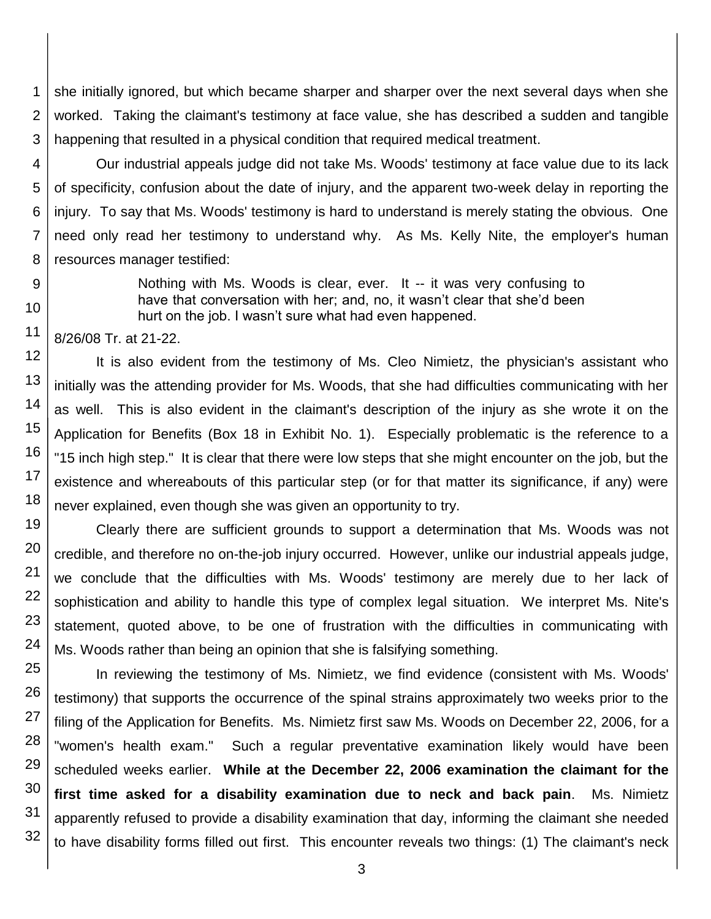she initially ignored, but which became sharper and sharper over the next several days when she worked. Taking the claimant's testimony at face value, she has described a sudden and tangible happening that resulted in a physical condition that required medical treatment.

Our industrial appeals judge did not take Ms. Woods' testimony at face value due to its lack of specificity, confusion about the date of injury, and the apparent two-week delay in reporting the injury. To say that Ms. Woods' testimony is hard to understand is merely stating the obvious. One need only read her testimony to understand why. As Ms. Kelly Nite, the employer's human resources manager testified:

> Nothing with Ms. Woods is clear, ever. It -- it was very confusing to have that conversation with her; and, no, it wasn't clear that she'd been hurt on the job. I wasn't sure what had even happened.

8/26/08 Tr. at 21-22.

It is also evident from the testimony of Ms. Cleo Nimietz, the physician's assistant who initially was the attending provider for Ms. Woods, that she had difficulties communicating with her as well. This is also evident in the claimant's description of the injury as she wrote it on the Application for Benefits (Box 18 in Exhibit No. 1). Especially problematic is the reference to a "15 inch high step." It is clear that there were low steps that she might encounter on the job, but the existence and whereabouts of this particular step (or for that matter its significance, if any) were never explained, even though she was given an opportunity to try.

Clearly there are sufficient grounds to support a determination that Ms. Woods was not credible, and therefore no on-the-job injury occurred. However, unlike our industrial appeals judge, we conclude that the difficulties with Ms. Woods' testimony are merely due to her lack of sophistication and ability to handle this type of complex legal situation. We interpret Ms. Nite's statement, quoted above, to be one of frustration with the difficulties in communicating with Ms. Woods rather than being an opinion that she is falsifying something.

In reviewing the testimony of Ms. Nimietz, we find evidence (consistent with Ms. Woods' testimony) that supports the occurrence of the spinal strains approximately two weeks prior to the filing of the Application for Benefits. Ms. Nimietz first saw Ms. Woods on December 22, 2006, for a "women's health exam." Such a regular preventative examination likely would have been scheduled weeks earlier. **While at the December 22, 2006 examination the claimant for the first time asked for a disability examination due to neck and back pain**. Ms. Nimietz apparently refused to provide a disability examination that day, informing the claimant she needed to have disability forms filled out first. This encounter reveals two things: (1) The claimant's neck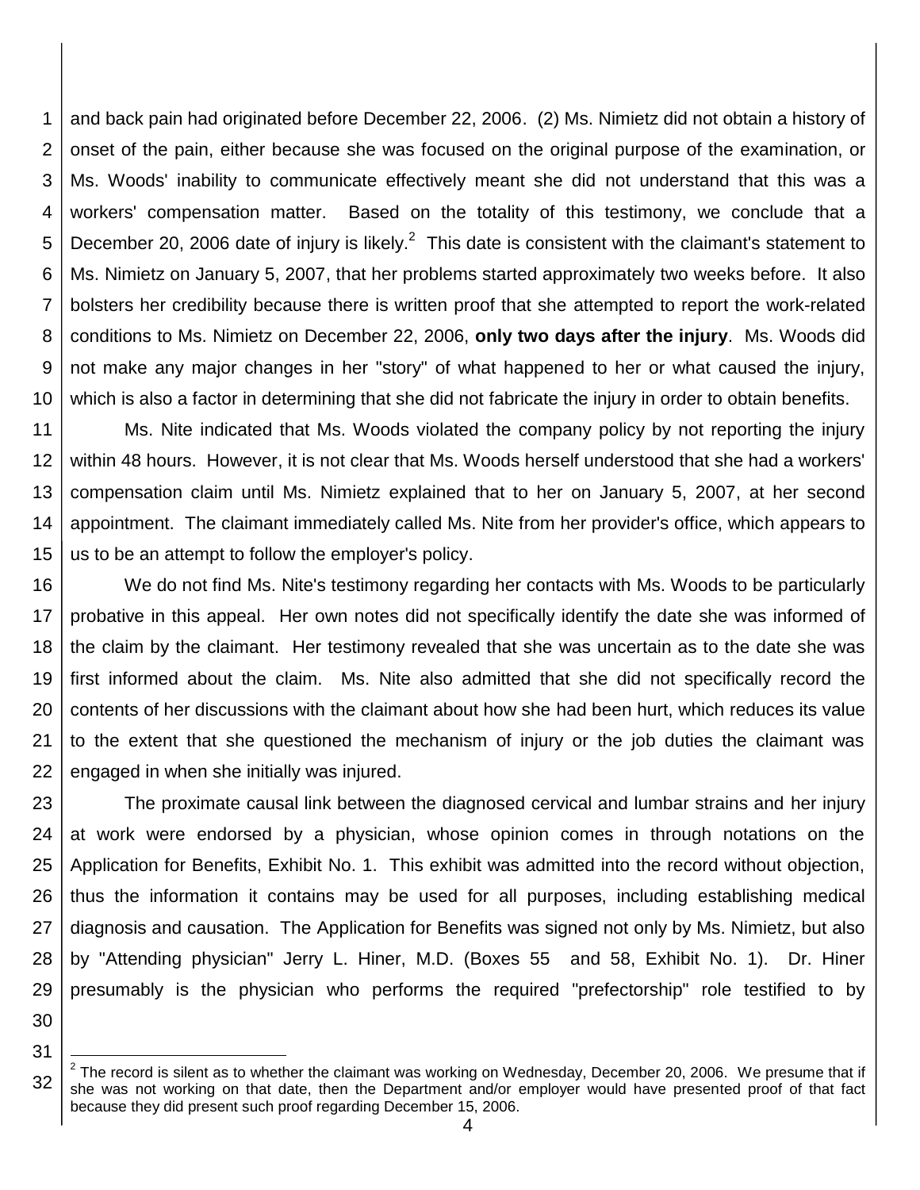and back pain had originated before December 22, 2006. (2) Ms. Nimietz did not obtain a history of onset of the pain, either because she was focused on the original purpose of the examination, or Ms. Woods' inability to communicate effectively meant she did not understand that this was a workers' compensation matter. Based on the totality of this testimony, we conclude that a December 20, 2006 date of injury is likely.[2] This date is consistent with the claimant's statement to Ms. Nimietz on January 5, 2007, that her problems started approximately two weeks before. It also bolsters her credibility because there is written proof that she attempted to report the work-related conditions to Ms. Nimietz on December 22, 2006, **only two days after the injury**. Ms. Woods did not make any major changes in her "story" of what happened to her or what caused the injury, which is also a factor in determining that she did not fabricate the injury in order to obtain benefits.

Ms. Nite indicated that Ms. Woods violated the company policy by not reporting the injury within 48 hours. However, it is not clear that Ms. Woods herself understood that she had a workers' compensation claim until Ms. Nimietz explained that to her on January 5, 2007, at her second appointment. The claimant immediately called Ms. Nite from her provider's office, which appears to us to be an attempt to follow the employer's policy.

We do not find Ms. Nite's testimony regarding her contacts with Ms. Woods to be particularly probative in this appeal. Her own notes did not specifically identify the date she was informed of the claim by the claimant. Her testimony revealed that she was uncertain as to the date she was first informed about the claim. Ms. Nite also admitted that she did not specifically record the contents of her discussions with the claimant about how she had been hurt, which reduces its value to the extent that she questioned the mechanism of injury or the job duties the claimant was engaged in when she initially was injured.

The proximate causal link between the diagnosed cervical and lumbar strains and her injury at work were endorsed by a physician, whose opinion comes in through notations on the Application for Benefits, Exhibit No. 1. This exhibit was admitted into the record without objection, thus the information it contains may be used for all purposes, including establishing medical diagnosis and causation. The Application for Benefits was signed not only by Ms. Nimietz, but also by "Attending physician" Jerry L. Hiner, M.D. (Boxes 55 and 58, Exhibit No. 1). Dr. Hiner presumably is the physician who performs the required "prefectorship" role testified to by

---

[2] The record is silent as to whether the claimant was working on Wednesday, December 20, 2006. We presume that if she was not working on that date, then the Department and/or employer would have presented proof of that fact because they did present such proof regarding December 15, 2006.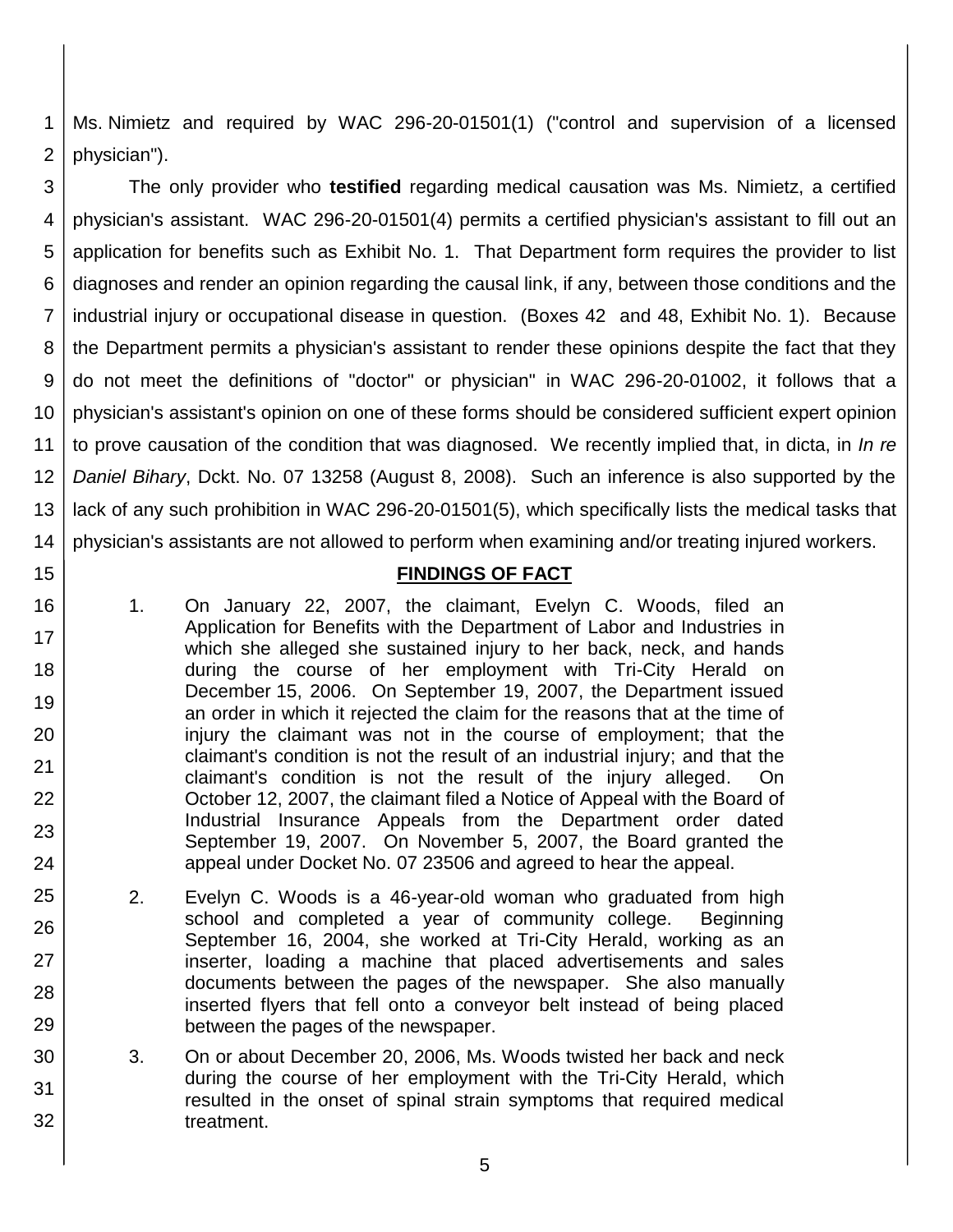Ms. Nimietz and required by WAC 296-20-01501(1) ("control and supervision of a licensed physician").

The only provider who **testified** regarding medical causation was Ms. Nimietz, a certified physician's assistant. WAC 296-20-01501(4) permits a certified physician's assistant to fill out an application for benefits such as Exhibit No. 1. That Department form requires the provider to list diagnoses and render an opinion regarding the causal link, if any, between those conditions and the industrial injury or occupational disease in question. (Boxes 42 and 48, Exhibit No. 1). Because the Department permits a physician's assistant to render these opinions despite the fact that they do not meet the definitions of "doctor" or physician" in WAC 296-20-01002, it follows that a physician's assistant's opinion on one of these forms should be considered sufficient expert opinion to prove causation of the condition that was diagnosed. We recently implied that, in dicta, in *In re Daniel Bihary*, Dckt. No. 07 13258 (August 8, 2008). Such an inference is also supported by the lack of any such prohibition in WAC 296-20-01501(5), which specifically lists the medical tasks that physician's assistants are not allowed to perform when examining and/or treating injured workers.

## FINDINGS OF FACT

1. On January 22, 2007, the claimant, Evelyn C. Woods, filed an Application for Benefits with the Department of Labor and Industries in which she alleged she sustained injury to her back, neck, and hands during the course of her employment with Tri-City Herald on December 15, 2006. On September 19, 2007, the Department issued an order in which it rejected the claim for the reasons that at the time of injury the claimant was not in the course of employment; that the claimant's condition is not the result of an industrial injury; and that the claimant's condition is not the result of the injury alleged. On October 12, 2007, the claimant filed a Notice of Appeal with the Board of Industrial Insurance Appeals from the Department order dated September 19, 2007. On November 5, 2007, the Board granted the appeal under Docket No. 07 23506 and agreed to hear the appeal.

2. Evelyn C. Woods is a 46-year-old woman who graduated from high school and completed a year of community college. Beginning September 16, 2004, she worked at Tri-City Herald, working as an inserter, loading a machine that placed advertisements and sales documents between the pages of the newspaper. She also manually inserted flyers that fell onto a conveyor belt instead of being placed between the pages of the newspaper.

3. On or about December 20, 2006, Ms. Woods twisted her back and neck during the course of her employment with the Tri-City Herald, which resulted in the onset of spinal strain symptoms that required medical treatment.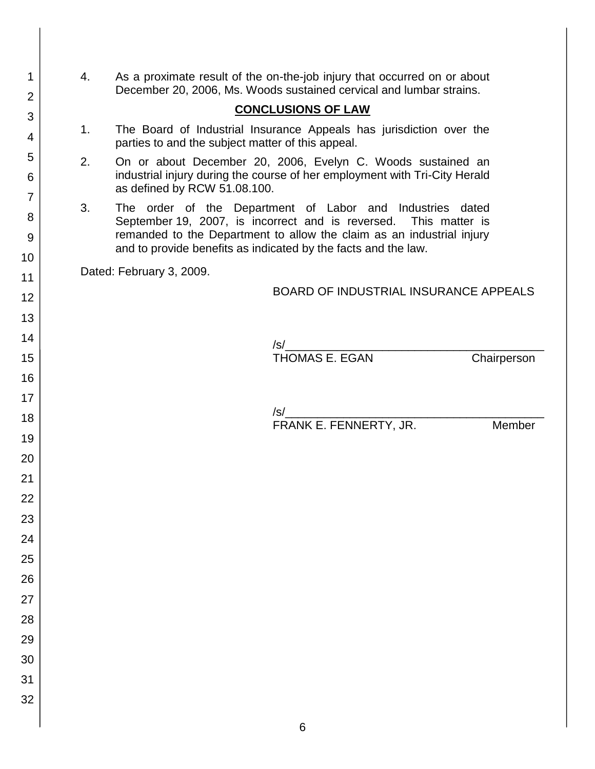4. As a proximate result of the on-the-job injury that occurred on or about December 20, 2006, Ms. Woods sustained cervical and lumbar strains.

## CONCLUSIONS OF LAW

1. The Board of Industrial Insurance Appeals has jurisdiction over the parties to and the subject matter of this appeal.

2. On or about December 20, 2006, Evelyn C. Woods sustained an industrial injury during the course of her employment with Tri-City Herald as defined by RCW 51.08.100.

3. The order of the Department of Labor and Industries dated September 19, 2007, is incorrect and is reversed. This matter is remanded to the Department to allow the claim as an industrial injury and to provide benefits as indicated by the facts and the law.

Dated: February 3, 2009.

BOARD OF INDUSTRIAL INSURANCE APPEALS

/s/________________________________________
THOMAS E. EGAN Chairperson

/s/________________________________________
FRANK E. FENNERTY, JR. Member